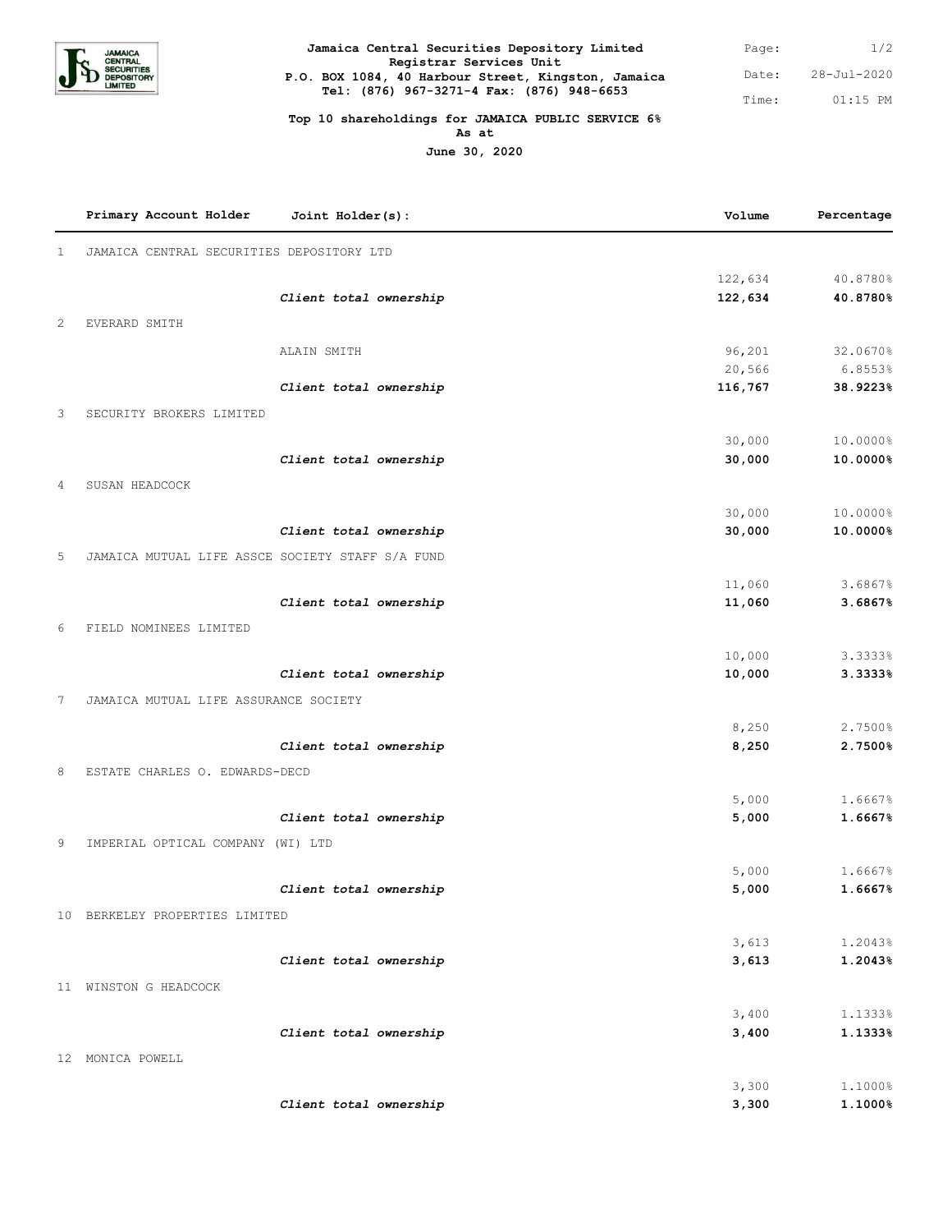**Jamaica Central Securities Depository Limited**
**Registrar Services Unit**
**P.O. BOX 1084, 40 Harbour Street, Kingston, Jamaica**
**Tel: (876) 967-3271-4 Fax: (876) 948-6653**

Date: 28-Jul-2020
Time: 01:15 PM

**Top 10 shareholdings for JAMAICA PUBLIC SERVICE 6%**
**As at**
**June 30, 2020**

| | Primary Account Holder | Joint Holder(s): | Volume | Percentage |
|---|---|---|---|---|
| 1 | JAMAICA CENTRAL SECURITIES DEPOSITORY LTD | | | |
| | | | 122,634 | 40.8780% |
| | | ***Client total ownership*** | **122,634** | **40.8780%** |
| 2 | EVERARD SMITH | | | |
| | | ALAIN SMITH | 96,201 | 32.0670% |
| | | | 20,566 | 6.8553% |
| | | ***Client total ownership*** | **116,767** | **38.9223%** |
| 3 | SECURITY BROKERS LIMITED | | | |
| | | | 30,000 | 10.0000% |
| | | ***Client total ownership*** | **30,000** | **10.0000%** |
| 4 | SUSAN HEADCOCK | | | |
| | | | 30,000 | 10.0000% |
| | | ***Client total ownership*** | **30,000** | **10.0000%** |
| 5 | JAMAICA MUTUAL LIFE ASSCE SOCIETY STAFF S/A FUND | | | |
| | | | 11,060 | 3.6867% |
| | | ***Client total ownership*** | **11,060** | **3.6867%** |
| 6 | FIELD NOMINEES LIMITED | | | |
| | | | 10,000 | 3.3333% |
| | | ***Client total ownership*** | **10,000** | **3.3333%** |
| 7 | JAMAICA MUTUAL LIFE ASSURANCE SOCIETY | | | |
| | | | 8,250 | 2.7500% |
| | | ***Client total ownership*** | **8,250** | **2.7500%** |
| 8 | ESTATE CHARLES O. EDWARDS-DECD | | | |
| | | | 5,000 | 1.6667% |
| | | ***Client total ownership*** | **5,000** | **1.6667%** |
| 9 | IMPERIAL OPTICAL COMPANY (WI) LTD | | | |
| | | | 5,000 | 1.6667% |
| | | ***Client total ownership*** | **5,000** | **1.6667%** |
| 10 | BERKELEY PROPERTIES LIMITED | | | |
| | | | 3,613 | 1.2043% |
| | | ***Client total ownership*** | **3,613** | **1.2043%** |
| 11 | WINSTON G HEADCOCK | | | |
| | | | 3,400 | 1.1333% |
| | | ***Client total ownership*** | **3,400** | **1.1333%** |
| 12 | MONICA POWELL | | | |
| | | | 3,300 | 1.1000% |
| | | ***Client total ownership*** | **3,300** | **1.1000%** |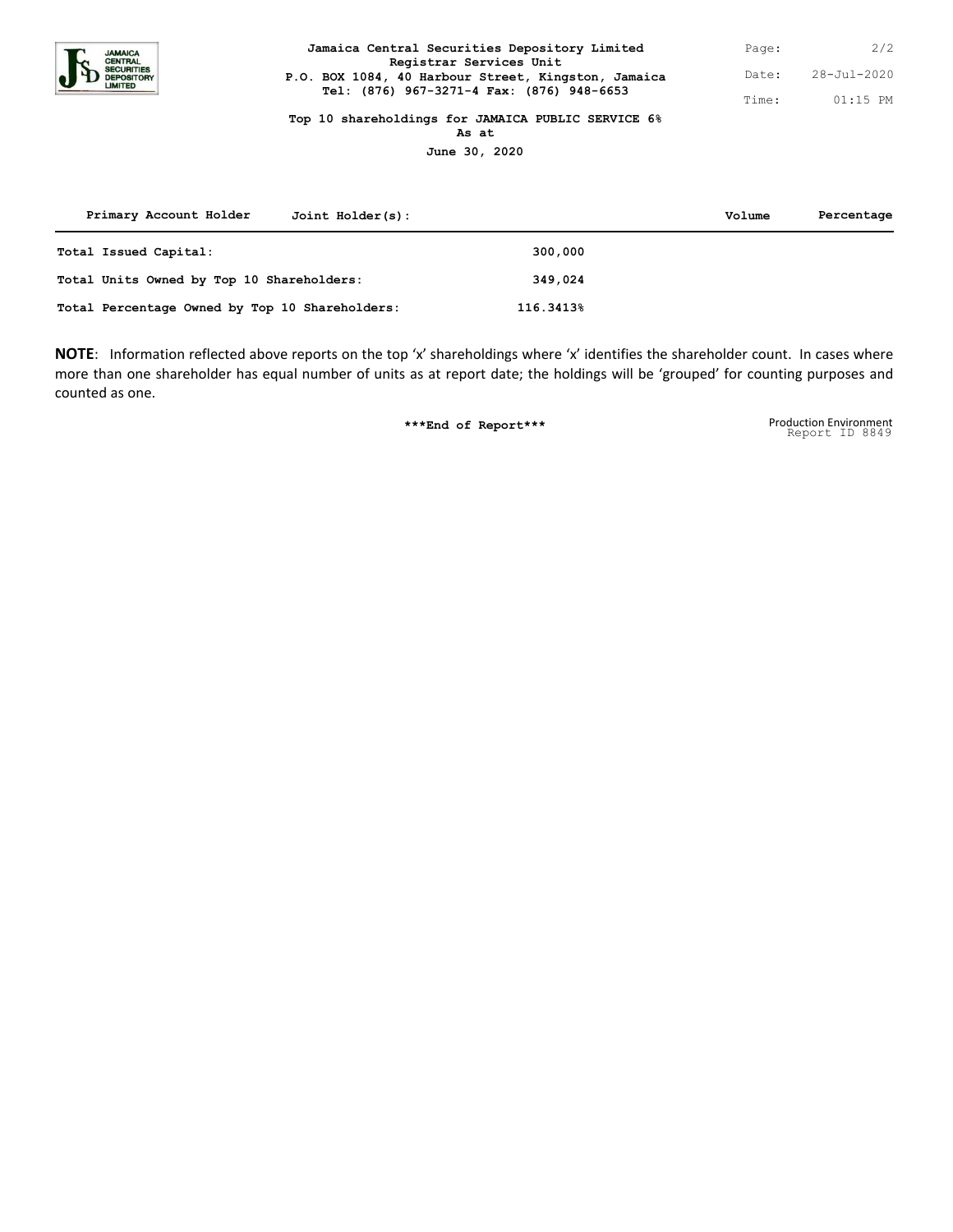Jamaica Central Securities Depository Limited
Registrar Services Unit
P.O. BOX 1084, 40 Harbour Street, Kingston, Jamaica
Tel: (876) 967-3271-4 Fax: (876) 948-6653

Date: 28-Jul-2020
Time: 01:15 PM

**Top 10 shareholdings for JAMAICA PUBLIC SERVICE 6%**
**As at**
**June 30, 2020**

| Primary Account Holder | Joint Holder(s): | Volume | Percentage |
|---|---|---|---|

| | |
|---|---|
| **Total Issued Capital:** | **300,000** |
| **Total Units Owned by Top 10 Shareholders:** | **349,024** |
| **Total Percentage Owned by Top 10 Shareholders:** | **116.3413%** |

**NOTE**: Information reflected above reports on the top 'x' shareholdings where 'x' identifies the shareholder count. In cases where more than one shareholder has equal number of units as at report date; the holdings will be 'grouped' for counting purposes and counted as one.

***End of Report***

Production Environment
Report ID 8849